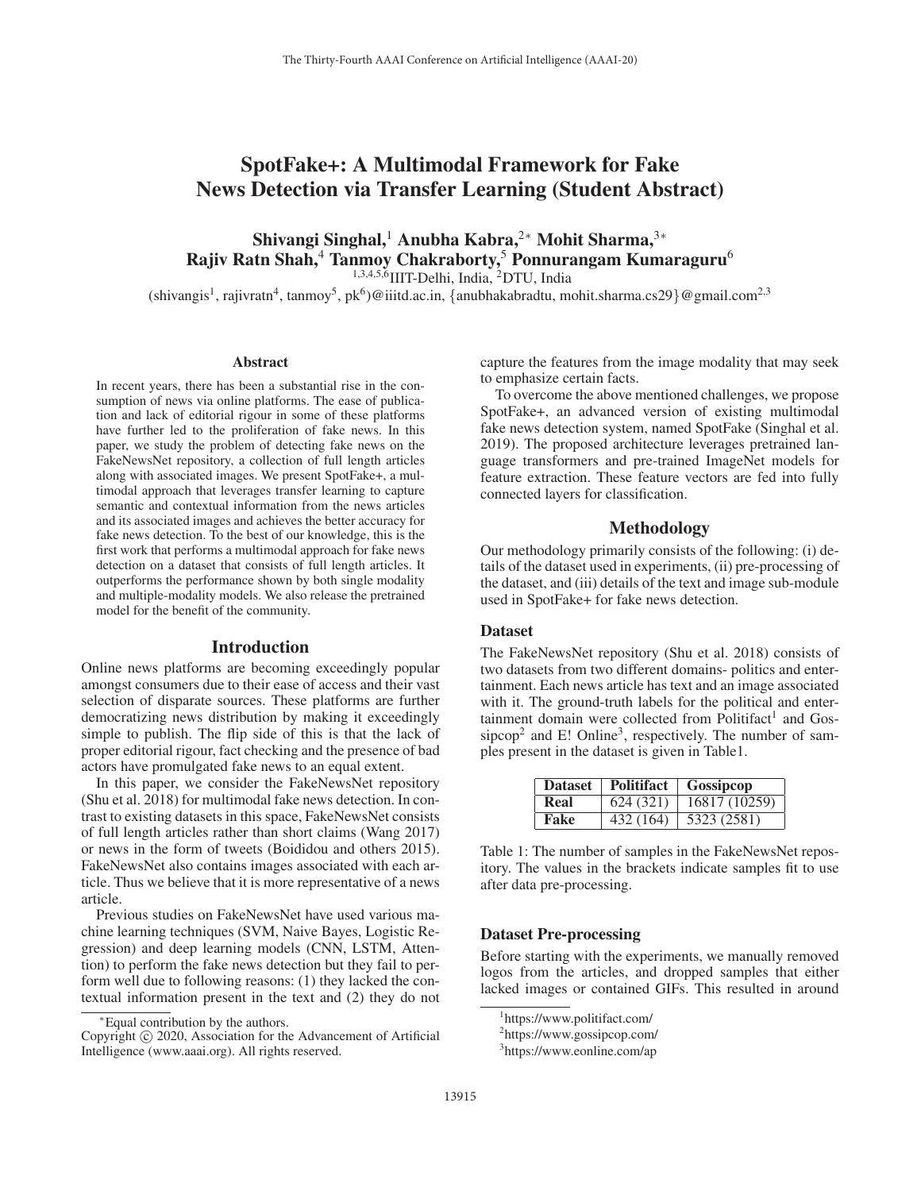# SpotFake+: A Multimodal Framework for Fake News Detection via Transfer Learning (Student Abstract)

**Shivangi Singhal,[1] Anubha Kabra,[2*] Mohit Sharma,[3*] Rajiv Ratn Shah,[4] Tanmoy Chakraborty,[5] Ponnurangam Kumaraguru[6]**

[1,3,4,5,6]IIIT-Delhi, India, [2]DTU, India

(shivangis[1], rajivratn[4], tanmoy[5], pk[6])@iiitd.ac.in, {anubhakabradtu, mohit.sharma.cs29}@gmail.com[2,3]

### Abstract

In recent years, there has been a substantial rise in the consumption of news via online platforms. The ease of publication and lack of editorial rigour in some of these platforms have further led to the proliferation of fake news. In this paper, we study the problem of detecting fake news on the FakeNewsNet repository, a collection of full length articles along with associated images. We present SpotFake+, a multimodal approach that leverages transfer learning to capture semantic and contextual information from the news articles and its associated images and achieves the better accuracy for fake news detection. To the best of our knowledge, this is the first work that performs a multimodal approach for fake news detection on a dataset that consists of full length articles. It outperforms the performance shown by both single modality and multiple-modality models. We also release the pretrained model for the benefit of the community.

## Introduction

Online news platforms are becoming exceedingly popular amongst consumers due to their ease of access and their vast selection of disparate sources. These platforms are further democratizing news distribution by making it exceedingly simple to publish. The flip side of this is that the lack of proper editorial rigour, fact checking and the presence of bad actors have promulgated fake news to an equal extent.

In this paper, we consider the FakeNewsNet repository (Shu et al. 2018) for multimodal fake news detection. In contrast to existing datasets in this space, FakeNewsNet consists of full length articles rather than short claims (Wang 2017) or news in the form of tweets (Boididou and others 2015). FakeNewsNet also contains images associated with each article. Thus we believe that it is more representative of a news article.

Previous studies on FakeNewsNet have used various machine learning techniques (SVM, Naive Bayes, Logistic Regression) and deep learning models (CNN, LSTM, Attention) to perform the fake news detection but they fail to perform well due to following reasons: (1) they lacked the contextual information present in the text and (2) they do not capture the features from the image modality that may seek to emphasize certain facts.

To overcome the above mentioned challenges, we propose SpotFake+, an advanced version of existing multimodal fake news detection system, named SpotFake (Singhal et al. 2019). The proposed architecture leverages pretrained language transformers and pre-trained ImageNet models for feature extraction. These feature vectors are fed into fully connected layers for classification.

## Methodology

Our methodology primarily consists of the following: (i) details of the dataset used in experiments, (ii) pre-processing of the dataset, and (iii) details of the text and image sub-module used in SpotFake+ for fake news detection.

### Dataset

The FakeNewsNet repository (Shu et al. 2018) consists of two datasets from two different domains- politics and entertainment. Each news article has text and an image associated with it. The ground-truth labels for the political and entertainment domain were collected from Politifact[1] and Gossipcop[2] and E! Online[3], respectively. The number of samples present in the dataset is given in Table1.

| Dataset | Politifact | Gossipcop |
|---|---|---|
| **Real** | 624 (321) | 16817 (10259) |
| **Fake** | 432 (164) | 5323 (2581) |

Table 1: The number of samples in the FakeNewsNet repository. The values in the brackets indicate samples fit to use after data pre-processing.

### Dataset Pre-processing

Before starting with the experiments, we manually removed logos from the articles, and dropped samples that either lacked images or contained GIFs. This resulted in around

---

*Equal contribution by the authors.

Copyright © 2020, Association for the Advancement of Artificial Intelligence (www.aaai.org). All rights reserved.

[1]https://www.politifact.com/

[2]https://www.gossipcop.com/

[3]https://www.eonline.com/ap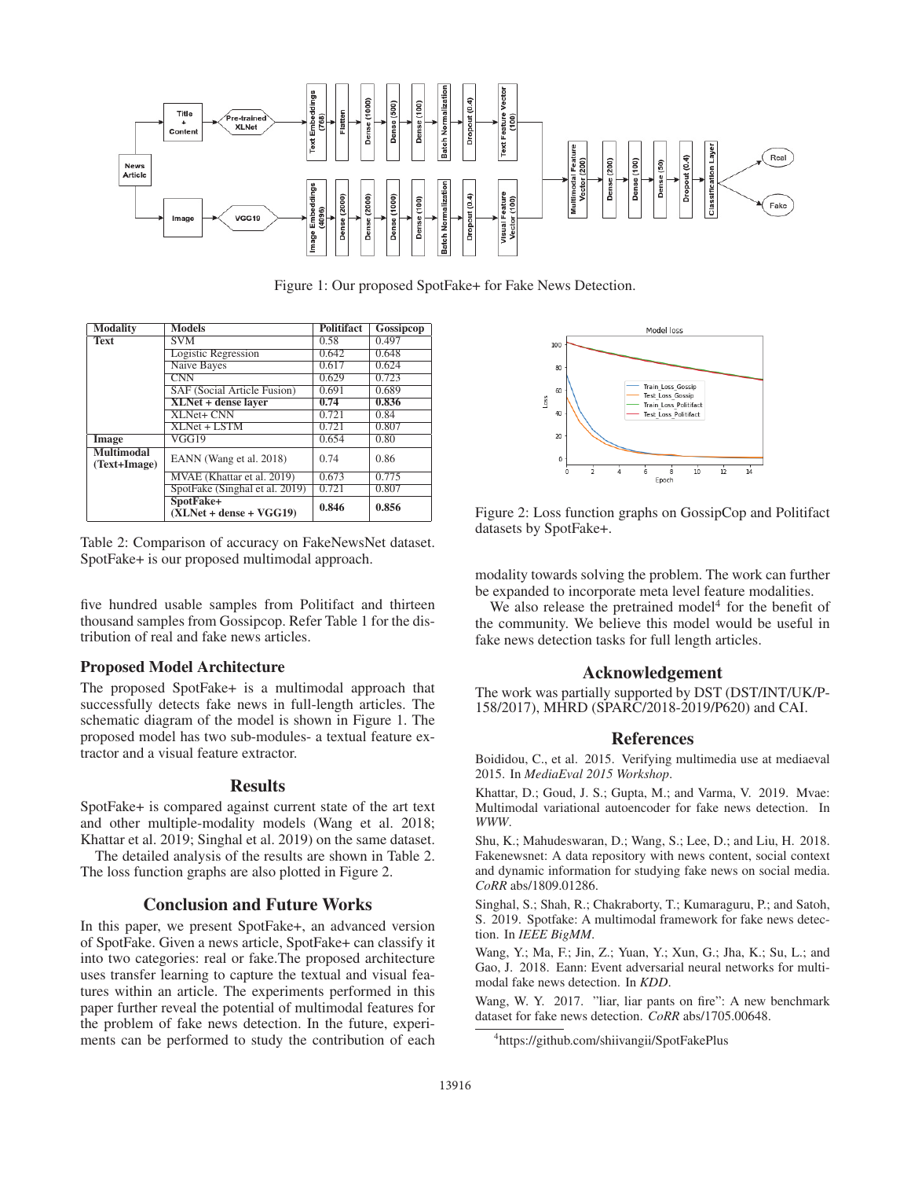News Article

Title + Content

Pre-trained XLNet

Text Embeddings (768)

Flatten

Dense (1000)

Dense (500)

Dense (100)

Batch Normalization

Dropout (0.4)

Text Feature Vector (100)

Image

VGG19

Image Embeddings (4096)

Dense (2000)

Dense (2000)

Dense (1000)

Dense (100)

Batch Normalization

Dropout (0.4)

Visual Feature Vector (100)

Multimodal Feature Vector (200)

Dense (200)

Dense (100)

Dense (50)

Dropout (0.4)

Classification Layer

Real

Fake

Figure 1: Our proposed SpotFake+ for Fake News Detection.

| Modality | Models | Politifact | Gossipcop |
|---|---|---|---|
| **Text** | SVM | 0.58 | 0.497 |
| | Logistic Regression | 0.642 | 0.648 |
| | Naive Bayes | 0.617 | 0.624 |
| | CNN | 0.629 | 0.723 |
| | SAF (Social Article Fusion) | 0.691 | 0.689 |
| | **XLNet + dense layer** | **0.74** | **0.836** |
| | XLNet+ CNN | 0.721 | 0.84 |
| | XLNet + LSTM | 0.721 | 0.807 |
| **Image** | VGG19 | 0.654 | 0.80 |
| **Multimodal (Text+Image)** | EANN (Wang et al. 2018) | 0.74 | 0.86 |
| | MVAE (Khattar et al. 2019) | 0.673 | 0.775 |
| | SpotFake (Singhal et al. 2019) | 0.721 | 0.807 |
| | **SpotFake+ (XLNet + dense + VGG19)** | **0.846** | **0.856** |

Table 2: Comparison of accuracy on FakeNewsNet dataset. SpotFake+ is our proposed multimodal approach.

five hundred usable samples from Politifact and thirteen thousand samples from Gossipcop. Refer Table 1 for the distribution of real and fake news articles.

## Proposed Model Architecture

The proposed SpotFake+ is a multimodal approach that successfully detects fake news in full-length articles. The schematic diagram of the model is shown in Figure 1. The proposed model has two sub-modules- a textual feature extractor and a visual feature extractor.

## Results

SpotFake+ is compared against current state of the art text and other multiple-modality models (Wang et al. 2018; Khattar et al. 2019; Singhal et al. 2019) on the same dataset.

The detailed analysis of the results are shown in Table 2. The loss function graphs are also plotted in Figure 2.

## Conclusion and Future Works

In this paper, we present SpotFake+, an advanced version of SpotFake. Given a news article, SpotFake+ can classify it into two categories: real or fake.The proposed architecture uses transfer learning to capture the textual and visual features within an article. The experiments performed in this paper further reveal the potential of multimodal features for the problem of fake news detection. In the future, experiments can be performed to study the contribution of each modality towards solving the problem. The work can further be expanded to incorporate meta level feature modalities.

We also release the pretrained model[4] for the benefit of the community. We believe this model would be useful in fake news detection tasks for full length articles.

Model loss

Loss

Epoch

0 2 4 6 8 10 12 14

0 20 40 60 80 100

Train_Loss_Gossip
Test_Loss_Gossip
Train_Loss_Politifact
Test_Loss_Politifact

Figure 2: Loss function graphs on GossipCop and Politifact datasets by SpotFake+.

## Acknowledgement

The work was partially supported by DST (DST/INT/UK/P-158/2017), MHRD (SPARC/2018-2019/P620) and CAI.

## References

Boididou, C., et al. 2015. Verifying multimedia use at mediaeval 2015. In *MediaEval 2015 Workshop*.

Khattar, D.; Goud, J. S.; Gupta, M.; and Varma, V. 2019. Mvae: Multimodal variational autoencoder for fake news detection. In *WWW*.

Shu, K.; Mahudeswaran, D.; Wang, S.; Lee, D.; and Liu, H. 2018. Fakenewsnet: A data repository with news content, social context and dynamic information for studying fake news on social media. *CoRR* abs/1809.01286.

Singhal, S.; Shah, R.; Chakraborty, T.; Kumaraguru, P.; and Satoh, S. 2019. Spotfake: A multimodal framework for fake news detection. In *IEEE BigMM*.

Wang, Y.; Ma, F.; Jin, Z.; Yuan, Y.; Xun, G.; Jha, K.; Su, L.; and Gao, J. 2018. Eann: Event adversarial neural networks for multi-modal fake news detection. In *KDD*.

Wang, W. Y. 2017. "liar, liar pants on fire": A new benchmark dataset for fake news detection. *CoRR* abs/1705.00648.

[4]https://github.com/shiivangii/SpotFakePlus